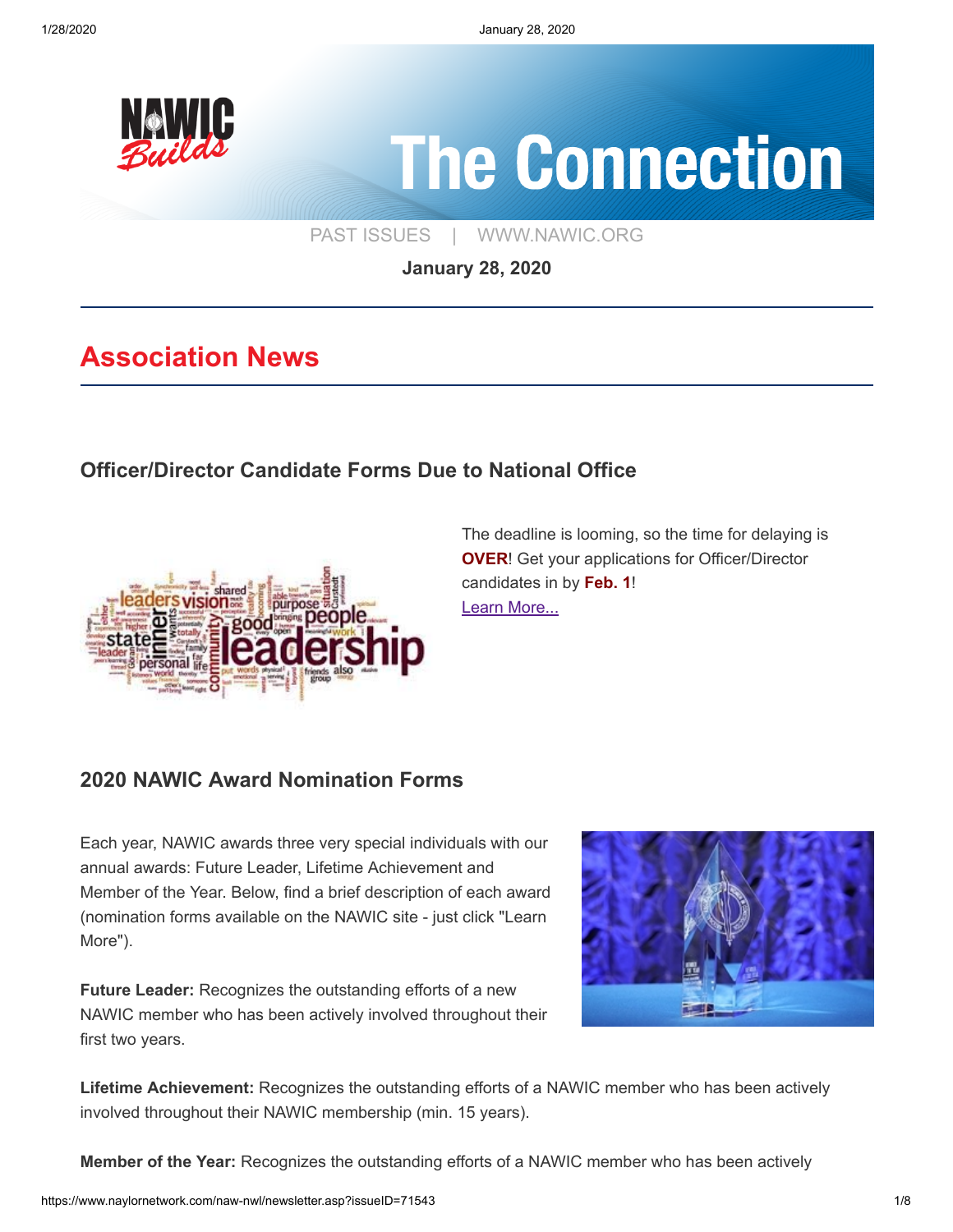# The Connection

PAST ISSUES | WWW.NAWIC.ORG

**January 28, 2020**

## Association News

### Officer/Director Candidate Forms Due to National Office

The deadline is looming, so the time for delaying is **OVER**! Get your applications for Officer/Director candidates in by **Feb. 1**!
Learn More...

### 2020 NAWIC Award Nomination Forms

Each year, NAWIC awards three very special individuals with our annual awards: Future Leader, Lifetime Achievement and Member of the Year. Below, find a brief description of each award (nomination forms available on the NAWIC site - just click "Learn More").

**Future Leader:** Recognizes the outstanding efforts of a new NAWIC member who has been actively involved throughout their first two years.

**Lifetime Achievement:** Recognizes the outstanding efforts of a NAWIC member who has been actively involved throughout their NAWIC membership (min. 15 years).

**Member of the Year:** Recognizes the outstanding efforts of a NAWIC member who has been actively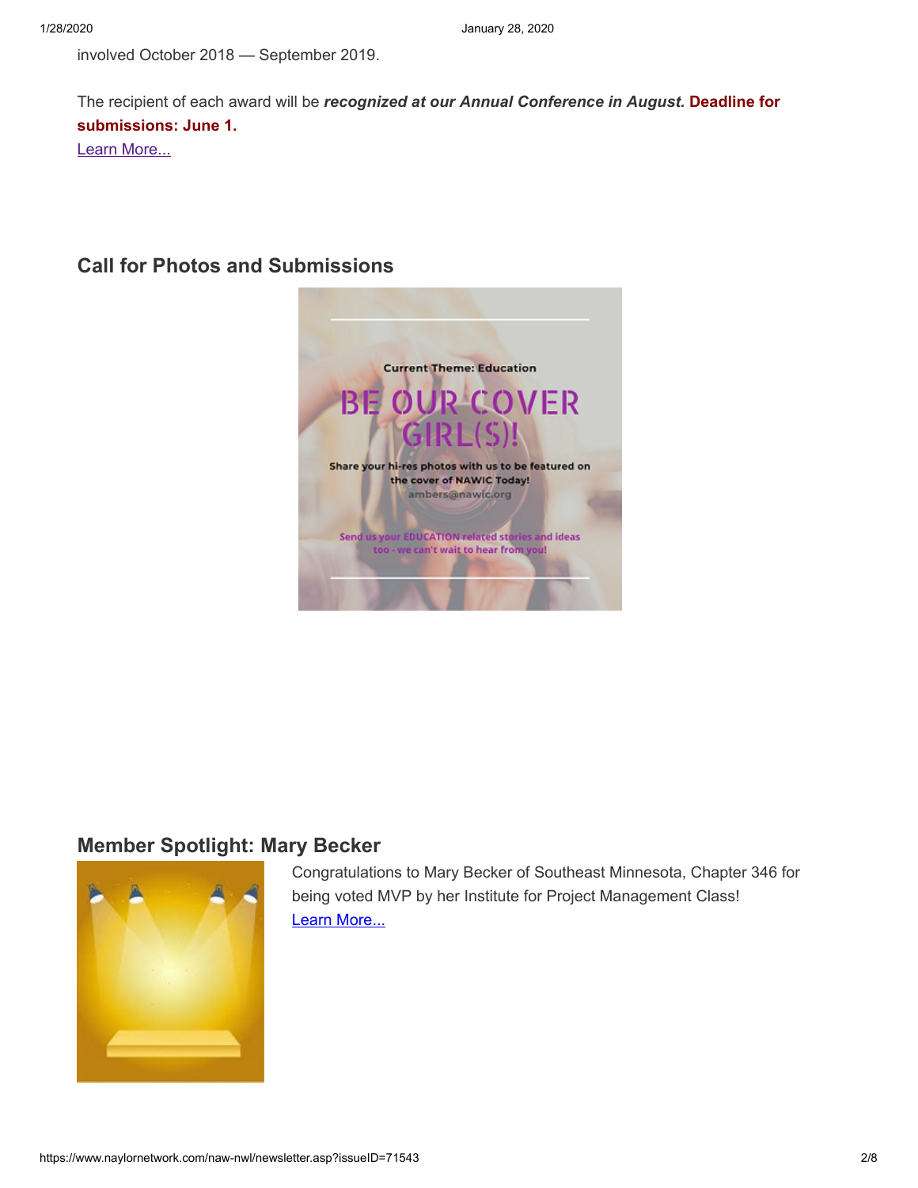involved October 2018 — September 2019.

The recipient of each award will be ***recognized at our Annual Conference in August.*** **Deadline for submissions: June 1.**

Learn More...

## Call for Photos and Submissions

Current Theme: Education

BE OUR COVER GIRL(S)!

Share your hi-res photos with us to be featured on the cover of NAWIC Today!

ambers@nawic.org

Send us your EDUCATION related stories and ideas too - we can't wait to hear from you!

## Member Spotlight: Mary Becker

Congratulations to Mary Becker of Southeast Minnesota, Chapter 346 for being voted MVP by her Institute for Project Management Class!

Learn More...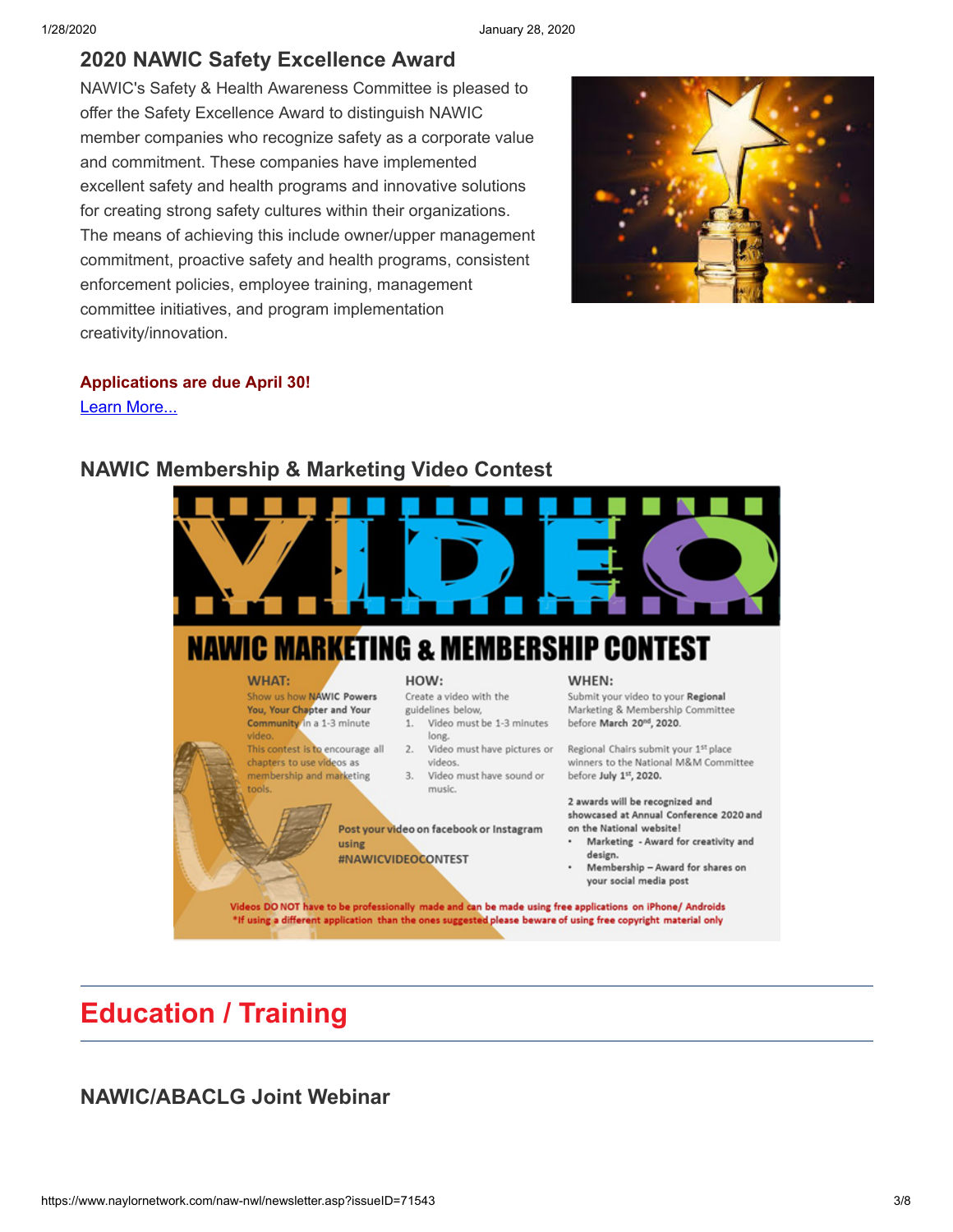## 2020 NAWIC Safety Excellence Award

NAWIC's Safety & Health Awareness Committee is pleased to offer the Safety Excellence Award to distinguish NAWIC member companies who recognize safety as a corporate value and commitment. These companies have implemented excellent safety and health programs and innovative solutions for creating strong safety cultures within their organizations. The means of achieving this include owner/upper management commitment, proactive safety and health programs, consistent enforcement policies, employee training, management committee initiatives, and program implementation creativity/innovation.

**Applications are due April 30!**

Learn More...

## NAWIC Membership & Marketing Video Contest

**VIDEO**

**NAWIC MARKETING & MEMBERSHIP CONTEST**

**WHAT:**

Show us how **NAWIC Powers You, Your Chapter and Your Community** in a 1-3 minute video.

This contest is to encourage all chapters to use videos as membership and marketing tools.

**HOW:**

Create a video with the guidelines below,

1. Video must be 1-3 minutes long.
2. Video must have pictures or videos.
3. Video must have sound or music.

Post your video on facebook or Instagram using #NAWICVIDEOCONTEST

**WHEN:**

Submit your video to your **Regional** Marketing & Membership Committee before **March 20th, 2020.**

Regional Chairs submit your 1st place winners to the National M&M Committee before **July 1st, 2020.**

**2 awards will be recognized and showcased at Annual Conference 2020 and on the National website!**

- **Marketing - Award for creativity and design.**
- **Membership – Award for shares on your social media post**

Videos DO NOT have to be professionally made and can be made using free applications on iPhone/ Androids

*If using a different application than the ones suggested please beware of using free copyright material only

# Education / Training

## NAWIC/ABACLG Joint Webinar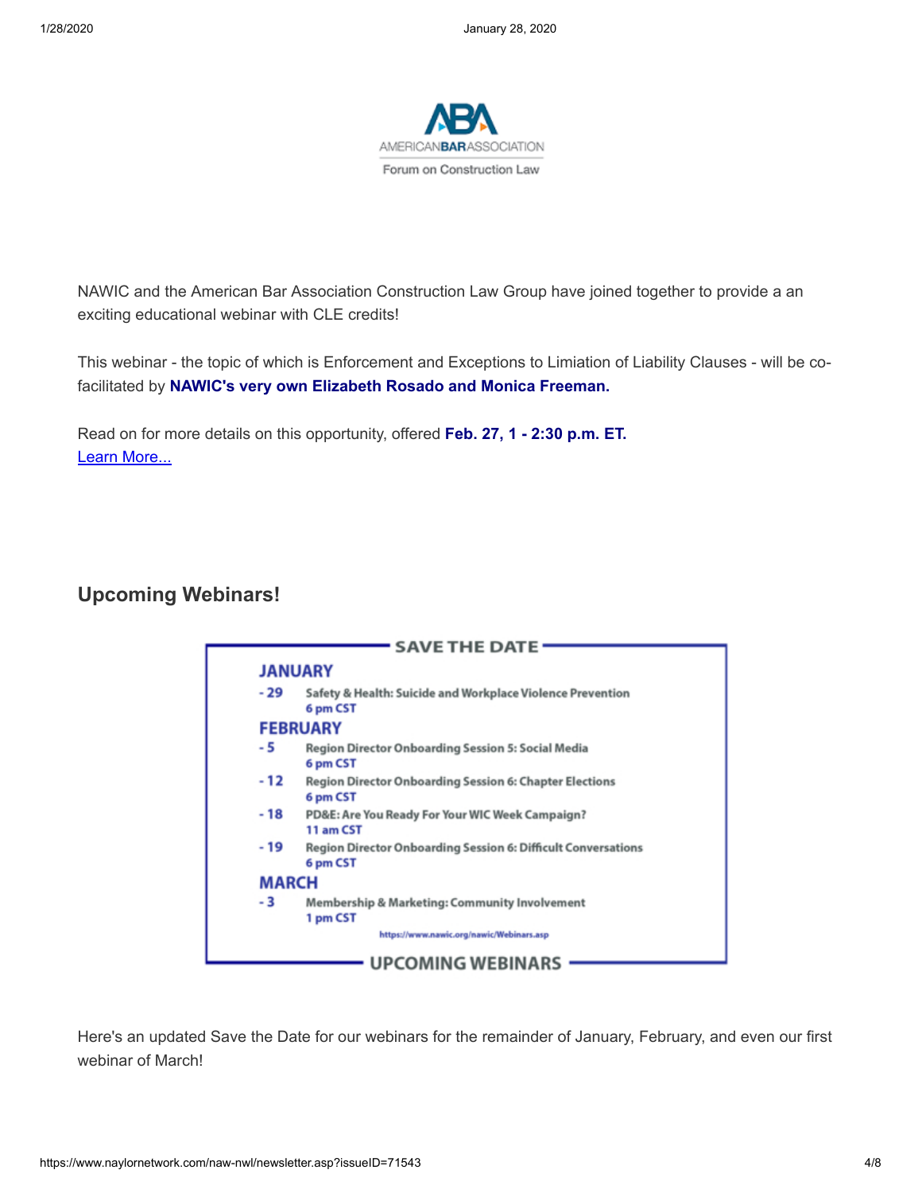AMERICANBARASSOCIATION

Forum on Construction Law

NAWIC and the American Bar Association Construction Law Group have joined together to provide a an exciting educational webinar with CLE credits!

This webinar - the topic of which is Enforcement and Exceptions to Limiation of Liability Clauses - will be co-facilitated by **NAWIC's very own Elizabeth Rosado and Monica Freeman.**

Read on for more details on this opportunity, offered **Feb. 27, 1 - 2:30 p.m. ET.**
[Learn More...]

## Upcoming Webinars!

**SAVE THE DATE**

**JANUARY**

- 29 — Safety & Health: Suicide and Workplace Violence Prevention — 6 pm CST

**FEBRUARY**

- 5 — Region Director Onboarding Session 5: Social Media — 6 pm CST
- 12 — Region Director Onboarding Session 6: Chapter Elections — 6 pm CST
- 18 — PD&E: Are You Ready For Your WIC Week Campaign? — 11 am CST
- 19 — Region Director Onboarding Session 6: Difficult Conversations — 6 pm CST

**MARCH**

- 3 — Membership & Marketing: Community Involvement — 1 pm CST

https://www.nawic.org/nawic/Webinars.asp

**UPCOMING WEBINARS**

Here's an updated Save the Date for our webinars for the remainder of January, February, and even our first webinar of March!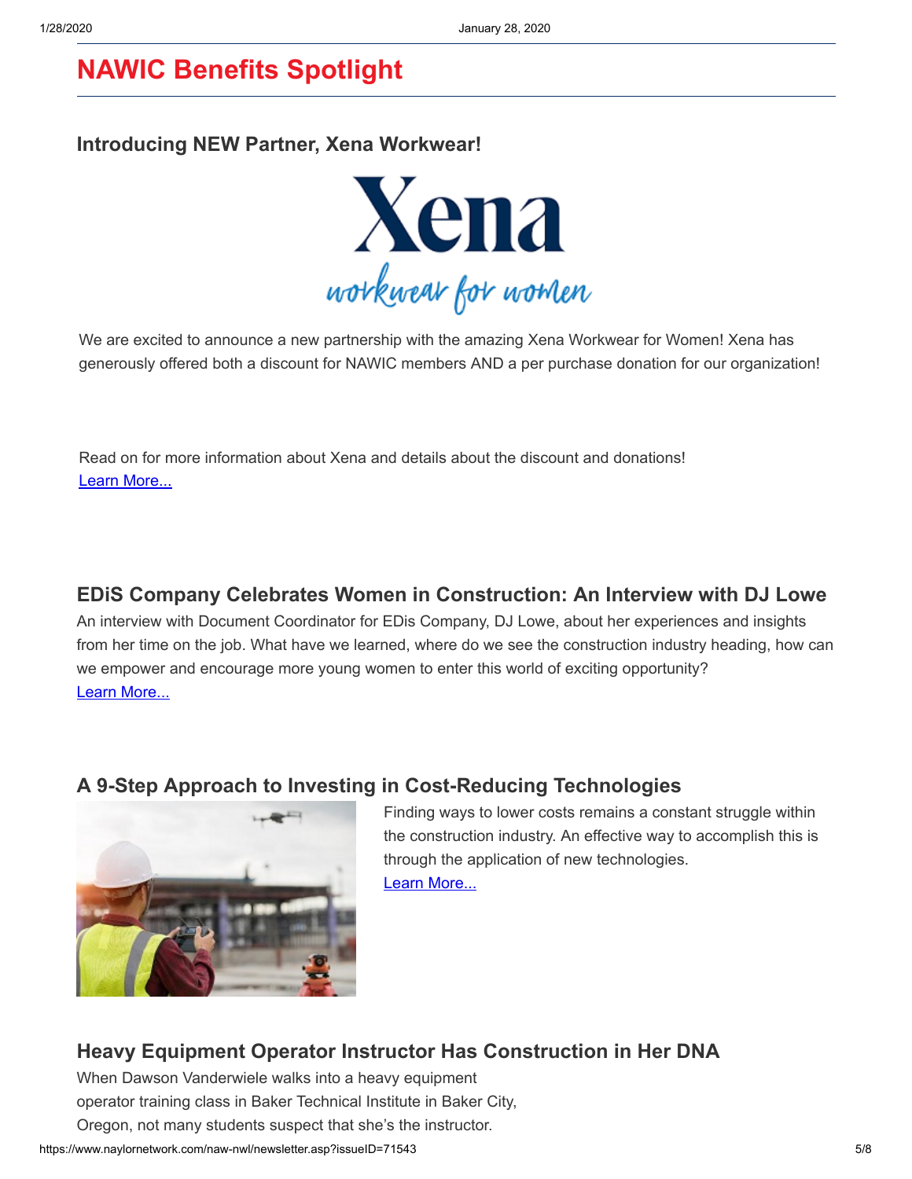# NAWIC Benefits Spotlight

## Introducing NEW Partner, Xena Workwear!

We are excited to announce a new partnership with the amazing Xena Workwear for Women! Xena has generously offered both a discount for NAWIC members AND a per purchase donation for our organization!

Read on for more information about Xena and details about the discount and donations!
Learn More...

## EDiS Company Celebrates Women in Construction: An Interview with DJ Lowe

An interview with Document Coordinator for EDis Company, DJ Lowe, about her experiences and insights from her time on the job. What have we learned, where do we see the construction industry heading, how can we empower and encourage more young women to enter this world of exciting opportunity?
Learn More...

## A 9-Step Approach to Investing in Cost-Reducing Technologies

Finding ways to lower costs remains a constant struggle within the construction industry. An effective way to accomplish this is through the application of new technologies.
Learn More...

## Heavy Equipment Operator Instructor Has Construction in Her DNA

When Dawson Vanderwiele walks into a heavy equipment operator training class in Baker Technical Institute in Baker City, Oregon, not many students suspect that she's the instructor.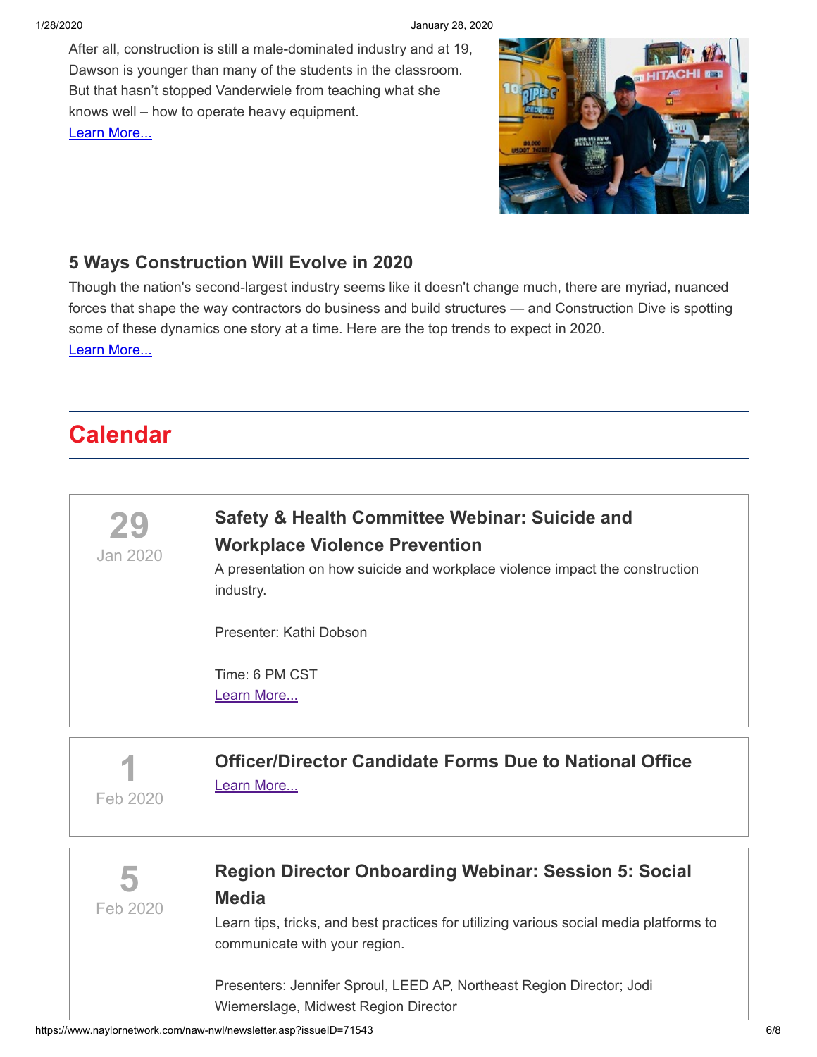After all, construction is still a male-dominated industry and at 19, Dawson is younger than many of the students in the classroom. But that hasn't stopped Vanderwiele from teaching what she knows well – how to operate heavy equipment.
Learn More...

### 5 Ways Construction Will Evolve in 2020

Though the nation's second-largest industry seems like it doesn't change much, there are myriad, nuanced forces that shape the way contractors do business and build structures — and Construction Dive is spotting some of these dynamics one story at a time. Here are the top trends to expect in 2020.
Learn More...

## Calendar

**29**
Jan 2020

### Safety & Health Committee Webinar: Suicide and Workplace Violence Prevention

A presentation on how suicide and workplace violence impact the construction industry.

Presenter: Kathi Dobson

Time: 6 PM CST
Learn More...

**1**
Feb 2020

### Officer/Director Candidate Forms Due to National Office

Learn More...

**5**
Feb 2020

### Region Director Onboarding Webinar: Session 5: Social Media

Learn tips, tricks, and best practices for utilizing various social media platforms to communicate with your region.

Presenters: Jennifer Sproul, LEED AP, Northeast Region Director; Jodi Wiemerslage, Midwest Region Director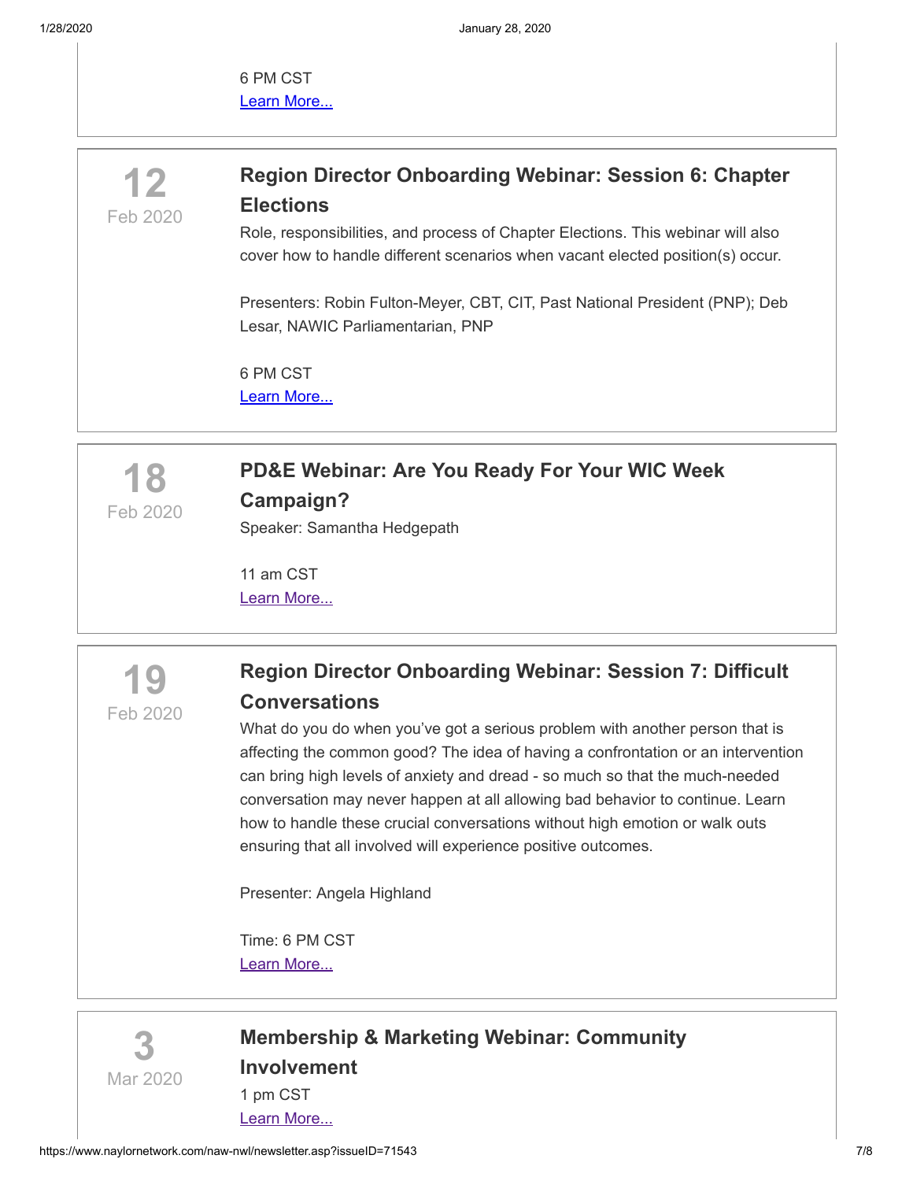6 PM CST
Learn More...

12
Feb 2020

### Region Director Onboarding Webinar: Session 6: Chapter Elections

Role, responsibilities, and process of Chapter Elections. This webinar will also cover how to handle different scenarios when vacant elected position(s) occur.

Presenters: Robin Fulton-Meyer, CBT, CIT, Past National President (PNP); Deb Lesar, NAWIC Parliamentarian, PNP

6 PM CST
Learn More...

18
Feb 2020

### PD&E Webinar: Are You Ready For Your WIC Week Campaign?

Speaker: Samantha Hedgepath

11 am CST
Learn More...

19
Feb 2020

### Region Director Onboarding Webinar: Session 7: Difficult Conversations

What do you do when you've got a serious problem with another person that is affecting the common good? The idea of having a confrontation or an intervention can bring high levels of anxiety and dread - so much so that the much-needed conversation may never happen at all allowing bad behavior to continue. Learn how to handle these crucial conversations without high emotion or walk outs ensuring that all involved will experience positive outcomes.

Presenter: Angela Highland

Time: 6 PM CST
Learn More...

3
Mar 2020

### Membership & Marketing Webinar: Community Involvement

1 pm CST
Learn More...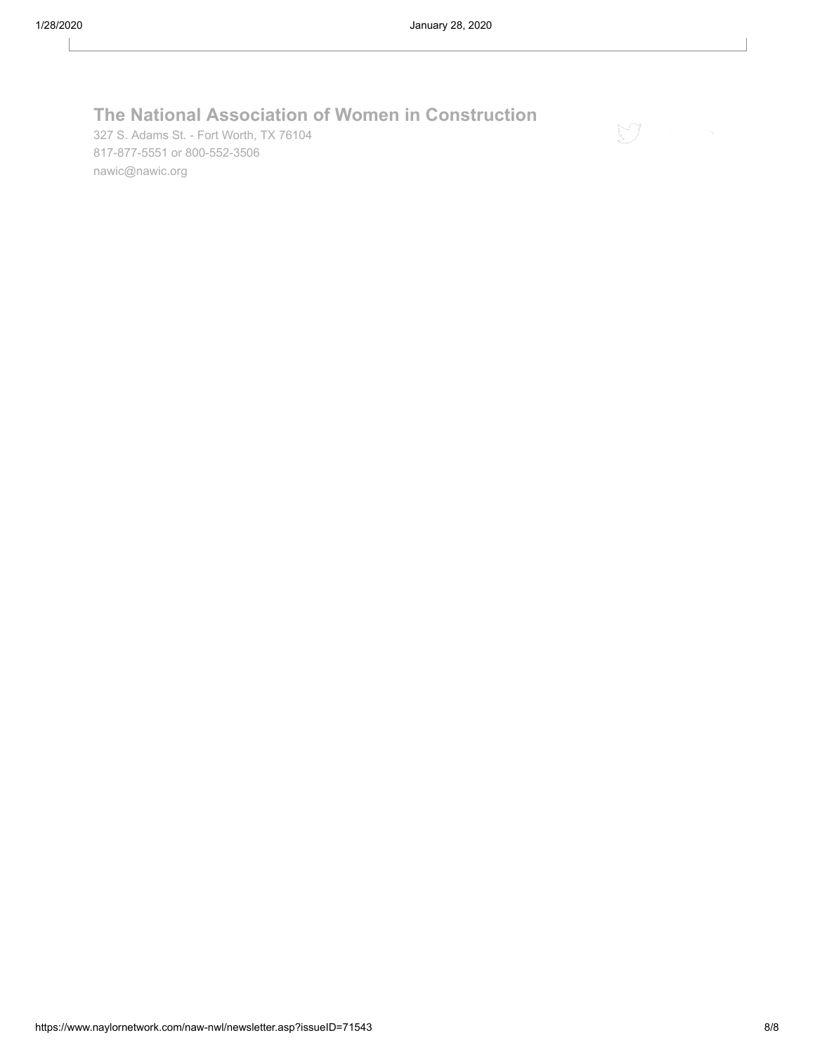## The National Association of Women in Construction

327 S. Adams St. - Fort Worth, TX 76104
817-877-5551 or 800-552-3506
nawic@nawic.org